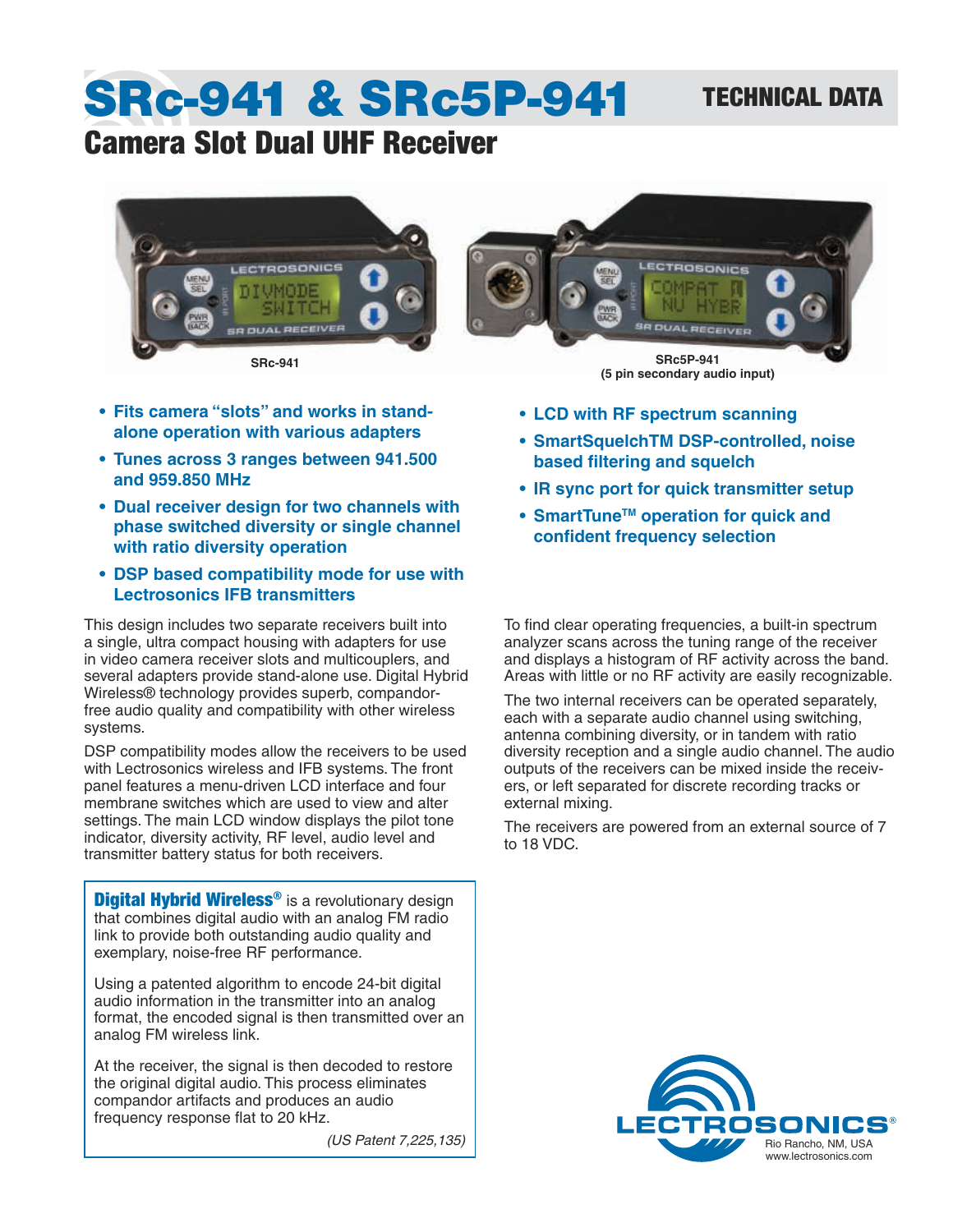# SRc-941 & SRc5P-941

TECHNICAL DATA

## Camera Slot Dual UHF Receiver

SRc-941

SRc5P-941
(5 pin secondary audio input)

- **Fits camera "slots" and works in stand-alone operation with various adapters**
- **Tunes across 3 ranges between 941.500 and 959.850 MHz**
- **Dual receiver design for two channels with phase switched diversity or single channel with ratio diversity operation**
- **DSP based compatibility mode for use with Lectrosonics IFB transmitters**
- **LCD with RF spectrum scanning**
- **SmartSquelchTM DSP-controlled, noise based filtering and squelch**
- **IR sync port for quick transmitter setup**
- **SmartTune™ operation for quick and confident frequency selection**

This design includes two separate receivers built into a single, ultra compact housing with adapters for use in video camera receiver slots and multicouplers, and several adapters provide stand-alone use. Digital Hybrid Wireless® technology provides superb, compandor-free audio quality and compatibility with other wireless systems.

DSP compatibility modes allow the receivers to be used with Lectrosonics wireless and IFB systems. The front panel features a menu-driven LCD interface and four membrane switches which are used to view and alter settings. The main LCD window displays the pilot tone indicator, diversity activity, RF level, audio level and transmitter battery status for both receivers.

**Digital Hybrid Wireless®** is a revolutionary design that combines digital audio with an analog FM radio link to provide both outstanding audio quality and exemplary, noise-free RF performance.

Using a patented algorithm to encode 24-bit digital audio information in the transmitter into an analog format, the encoded signal is then transmitted over an analog FM wireless link.

At the receiver, the signal is then decoded to restore the original digital audio. This process eliminates compandor artifacts and produces an audio frequency response flat to 20 kHz.

*(US Patent 7,225,135)*

To find clear operating frequencies, a built-in spectrum analyzer scans across the tuning range of the receiver and displays a histogram of RF activity across the band. Areas with little or no RF activity are easily recognizable.

The two internal receivers can be operated separately, each with a separate audio channel using switching, antenna combining diversity, or in tandem with ratio diversity reception and a single audio channel. The audio outputs of the receivers can be mixed inside the receivers, or left separated for discrete recording tracks or external mixing.

The receivers are powered from an external source of 7 to 18 VDC.

LECTROSONICS®
Rio Rancho, NM, USA
www.lectrosonics.com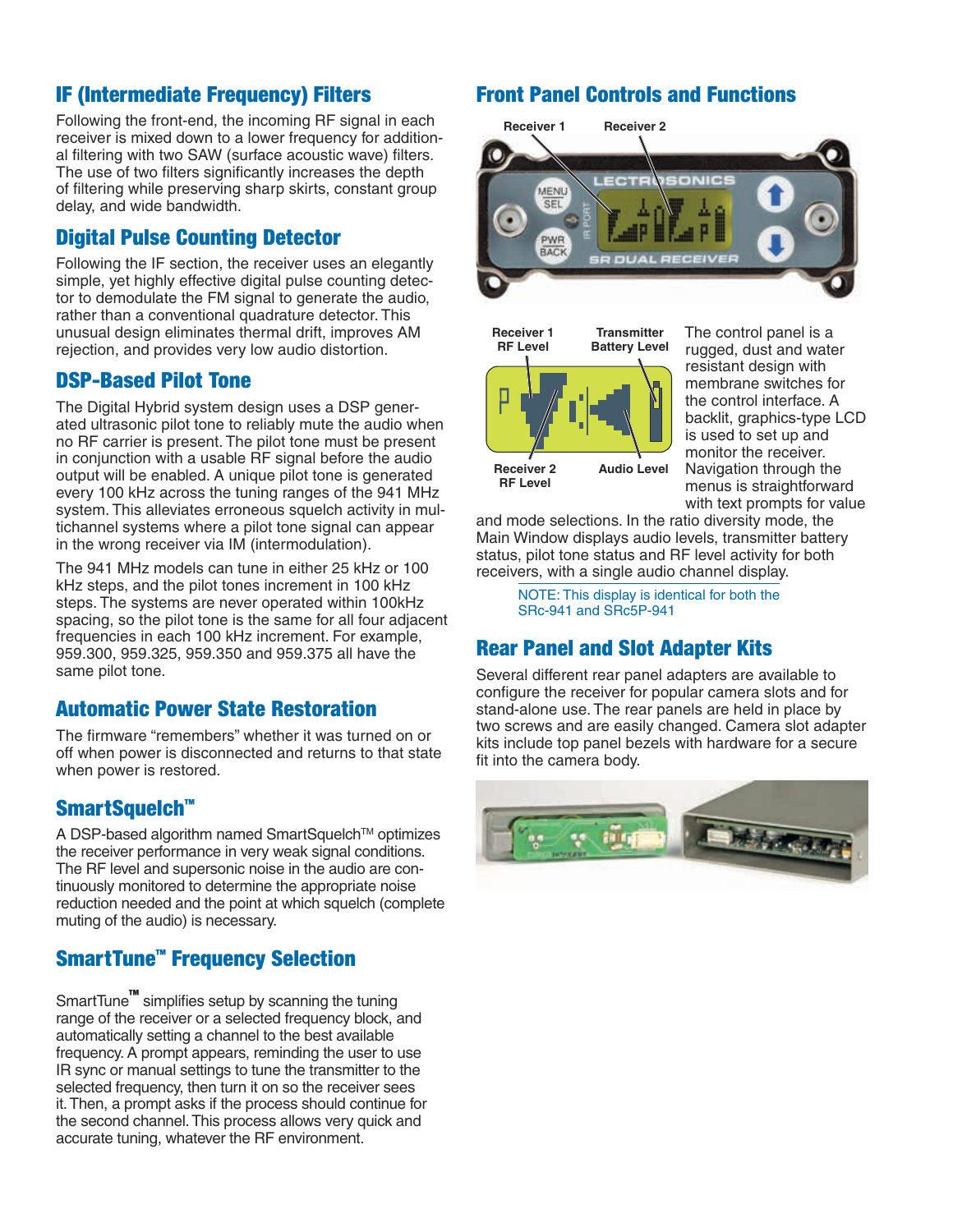## IF (Intermediate Frequency) Filters

Following the front-end, the incoming RF signal in each receiver is mixed down to a lower frequency for additional filtering with two SAW (surface acoustic wave) filters. The use of two filters significantly increases the depth of filtering while preserving sharp skirts, constant group delay, and wide bandwidth.

## Digital Pulse Counting Detector

Following the IF section, the receiver uses an elegantly simple, yet highly effective digital pulse counting detector to demodulate the FM signal to generate the audio, rather than a conventional quadrature detector. This unusual design eliminates thermal drift, improves AM rejection, and provides very low audio distortion.

## DSP-Based Pilot Tone

The Digital Hybrid system design uses a DSP generated ultrasonic pilot tone to reliably mute the audio when no RF carrier is present. The pilot tone must be present in conjunction with a usable RF signal before the audio output will be enabled. A unique pilot tone is generated every 100 kHz across the tuning ranges of the 941 MHz system. This alleviates erroneous squelch activity in multichannel systems where a pilot tone signal can appear in the wrong receiver via IM (intermodulation).

The 941 MHz models can tune in either 25 kHz or 100 kHz steps, and the pilot tones increment in 100 kHz steps. The systems are never operated within 100kHz spacing, so the pilot tone is the same for all four adjacent frequencies in each 100 kHz increment. For example, 959.300, 959.325, 959.350 and 959.375 all have the same pilot tone.

## Automatic Power State Restoration

The firmware "remembers" whether it was turned on or off when power is disconnected and returns to that state when power is restored.

## SmartSquelch™

A DSP-based algorithm named SmartSquelch™ optimizes the receiver performance in very weak signal conditions. The RF level and supersonic noise in the audio are continuously monitored to determine the appropriate noise reduction needed and the point at which squelch (complete muting of the audio) is necessary.

## SmartTune™ Frequency Selection

SmartTune™ simplifies setup by scanning the tuning range of the receiver or a selected frequency block, and automatically setting a channel to the best available frequency. A prompt appears, reminding the user to use IR sync or manual settings to tune the transmitter to the selected frequency, then turn it on so the receiver sees it. Then, a prompt asks if the process should continue for the second channel. This process allows very quick and accurate tuning, whatever the RF environment.

## Front Panel Controls and Functions

Receiver 1 Receiver 2

Receiver 1 RF Level · Transmitter Battery Level · Receiver 2 RF Level · Audio Level

The control panel is a rugged, dust and water resistant design with membrane switches for the control interface. A backlit, graphics-type LCD is used to set up and monitor the receiver. Navigation through the menus is straightforward with text prompts for value and mode selections. In the ratio diversity mode, the Main Window displays audio levels, transmitter battery status, pilot tone status and RF level activity for both receivers, with a single audio channel display.

NOTE: This display is identical for both the SRc-941 and SRc5P-941

## Rear Panel and Slot Adapter Kits

Several different rear panel adapters are available to configure the receiver for popular camera slots and for stand-alone use. The rear panels are held in place by two screws and are easily changed. Camera slot adapter kits include top panel bezels with hardware for a secure fit into the camera body.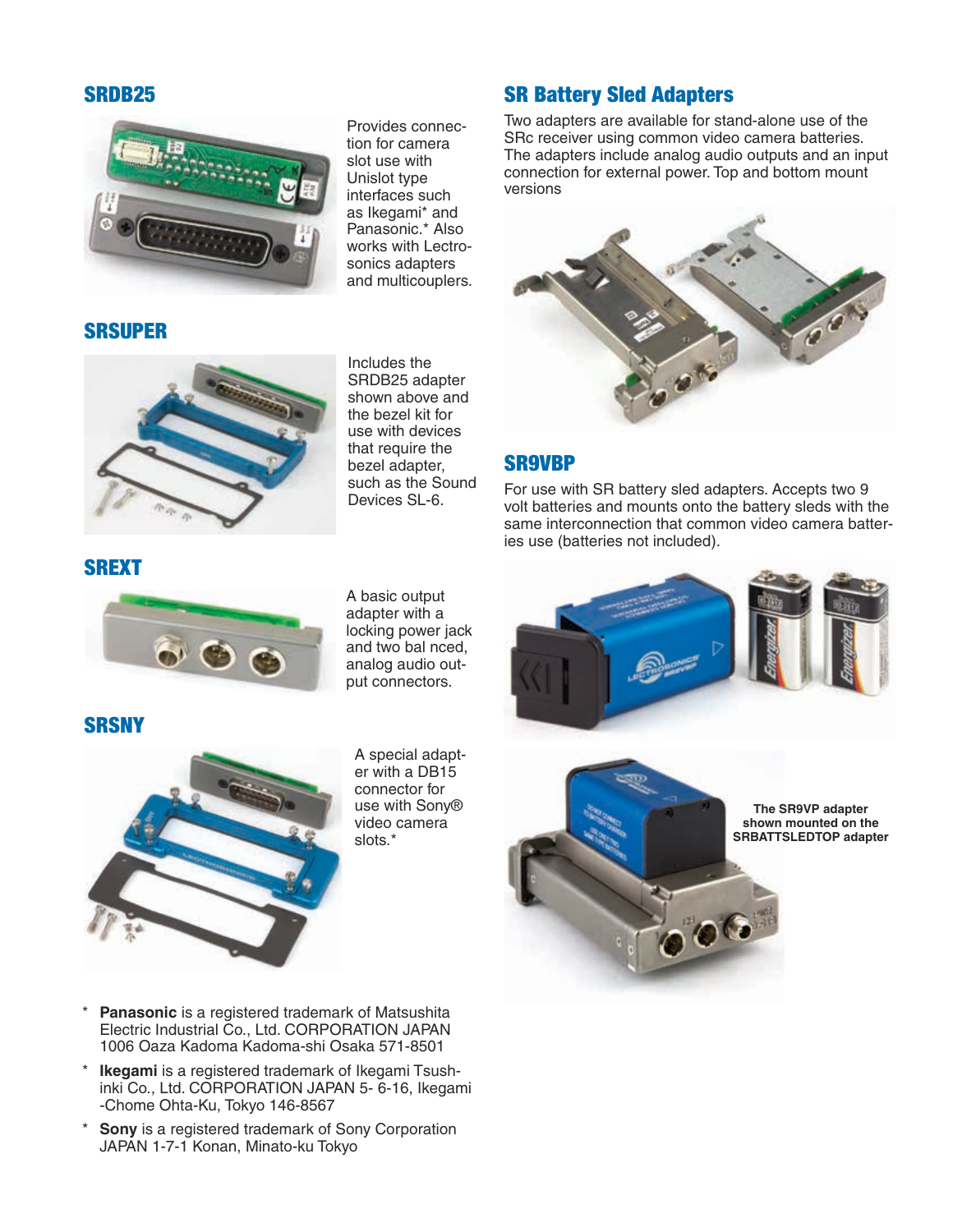## SRDB25

Provides connection for camera slot use with Unislot type interfaces such as Ikegami* and Panasonic.* Also works with Lectrosonics adapters and multicouplers.

## SRSUPER

Includes the SRDB25 adapter shown above and the bezel kit for use with devices that require the bezel adapter, such as the Sound Devices SL-6.

## SREXT

A basic output adapter with a locking power jack and two bal nced, analog audio output connectors.

## SRSNY

A special adapter with a DB15 connector for use with Sony® video camera slots.*

## SR Battery Sled Adapters

Two adapters are available for stand-alone use of the SRc receiver using common video camera batteries. The adapters include analog audio outputs and an input connection for external power. Top and bottom mount versions

## SR9VBP

For use with SR battery sled adapters. Accepts two 9 volt batteries and mounts onto the battery sleds with the same interconnection that common video camera batteries use (batteries not included).

**The SR9VP adapter shown mounted on the SRBATTSLEDTOP adapter**

- * **Panasonic** is a registered trademark of Matsushita Electric Industrial Co., Ltd. CORPORATION JAPAN 1006 Oaza Kadoma Kadoma-shi Osaka 571-8501
- * **Ikegami** is a registered trademark of Ikegami Tsushinki Co., Ltd. CORPORATION JAPAN 5- 6-16, Ikegami -Chome Ohta-Ku, Tokyo 146-8567
- * **Sony** is a registered trademark of Sony Corporation JAPAN 1-7-1 Konan, Minato-ku Tokyo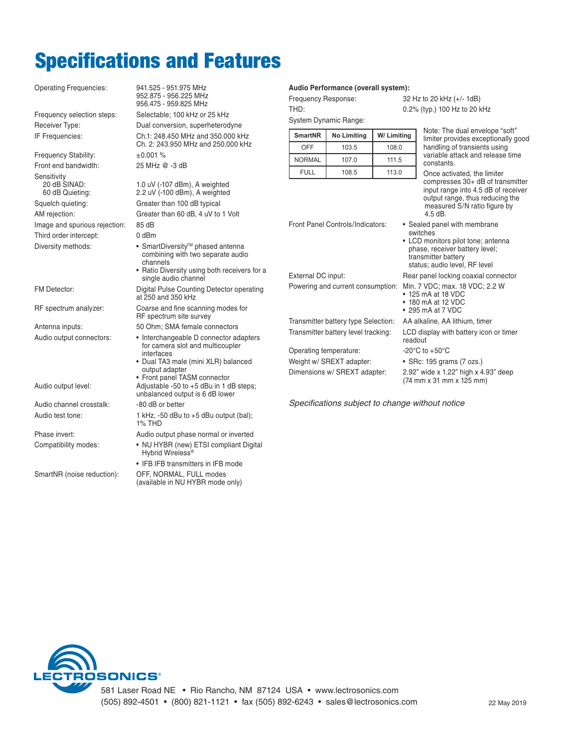# Specifications and Features

| | |
|---|---|
| Operating Frequencies: | 941.525 - 951.975 MHz<br>952.875 - 956.225 MHz<br>956.475 - 959.825 MHz |
| Frequency selection steps: | Selectable; 100 kHz or 25 kHz |
| Receiver Type: | Dual conversion, superheterodyne |
| IF Frequencies: | Ch.1: 248.450 MHz and 350.000 kHz<br>Ch. 2: 243.950 MHz and 250.000 kHz |
| Frequency Stability: | ±0.001 % |
| Front end bandwidth: | 25 MHz @ -3 dB |
| Sensitivity<br>20 dB SINAD:<br>60 dB Quieting: | <br>1.0 uV (-107 dBm), A weighted<br>2.2 uV (-100 dBm), A weighted |
| Squelch quieting: | Greater than 100 dB typical |
| AM rejection: | Greater than 60 dB, 4 uV to 1 Volt |
| Image and spurious rejection: | 85 dB |
| Third order intercept: | 0 dBm |
| Diversity methods: | • SmartDiversity™ phased antenna combining with two separate audio channels<br>• Ratio Diversity using both receivers for a single audio channel |
| FM Detector: | Digital Pulse Counting Detector operating at 250 and 350 kHz |
| RF spectrum analyzer: | Coarse and fine scanning modes for RF spectrum site survey |
| Antenna inputs: | 50 Ohm; SMA female connectors |
| Audio output connectors: | • Interchangeable D connector adapters for camera slot and multicoupler interfaces<br>• Dual TA3 male (mini XLR) balanced output adapter<br>• Front panel TASM connector |
| Audio output level: | Adjustable -50 to +5 dBu in 1 dB steps; unbalanced output is 6 dB lower |
| Audio channel crosstalk: | -80 dB or better |
| Audio test tone: | 1 kHz, -50 dBu to +5 dBu output (bal); 1% THD |
| Phase invert: | Audio output phase normal or inverted |
| Compatibility modes: | • NU HYBR (new) ETSI compliant Digital Hybrid Wireless®<br>• IFB IFB transmitters in IFB mode |
| SmartNR (noise reduction): | OFF, NORMAL, FULL modes (available in NU HYBR mode only) |

**Audio Performance (overall system):**

| | |
|---|---|
| Frequency Response: | 32 Hz to 20 kHz (+/- 1dB) |
| THD: | 0.2% (typ.) 100 Hz to 20 kHz |

System Dynamic Range:

| SmartNR | No Limiting | W/ Limiting |
|---|---|---|
| OFF | 103.5 | 108.0 |
| NORMAL | 107.0 | 111.5 |
| FULL | 108.5 | 113.0 |

Note: The dual envelope "soft" limiter provides exceptionally good handling of transients using variable attack and release time constants.

Once activated, the limiter compresses 30+ dB of transmitter input range into 4.5 dB of receiver output range, thus reducing the measured S/N ratio figure by 4.5 dB.

| | |
|---|---|
| Front Panel Controls/Indicators: | • Sealed panel with membrane switches<br>• LCD monitors pilot tone; antenna phase, receiver battery level; transmitter battery status; audio level, RF level |
| External DC input: | Rear panel locking coaxial connector |
| Powering and current consumption: | Min. 7 VDC; max. 18 VDC; 2.2 W<br>• 125 mA at 18 VDC<br>• 180 mA at 12 VDC<br>• 295 mA at 7 VDC |
| Transmitter battery type Selection: | AA alkaline, AA lithium, timer |
| Transmitter battery level tracking: | LCD display with battery icon or timer readout |
| Operating temperature: | -20°C to +50°C |
| Weight w/ SREXT adapter: | • SRc: 195 grams (7 ozs.) |
| Dimensions w/ SREXT adapter: | 2.92" wide x 1.22" high x 4.93" deep (74 mm x 31 mm x 125 mm) |

*Specifications subject to change without notice*

LECTROSONICS®

581 Laser Road NE • Rio Rancho, NM 87124 USA • www.lectrosonics.com

(505) 892-4501 • (800) 821-1121 • fax (505) 892-6243 • sales@lectrosonics.com

22 May 2019